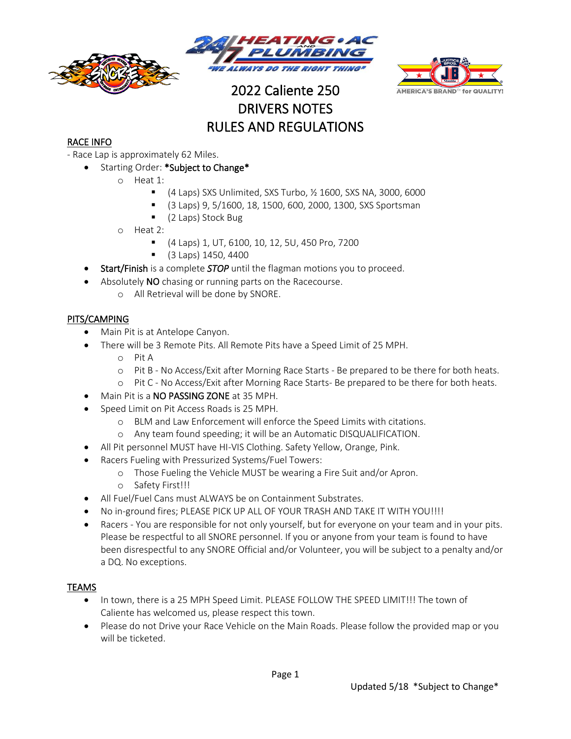# 2022 Caliente 250
# DRIVERS NOTES
# RULES AND REGULATIONS

## RACE INFO

- Race Lap is approximately 62 Miles.

- Starting Order: **\*Subject to Change\***
    - Heat 1:
        - (4 Laps) SXS Unlimited, SXS Turbo, ½ 1600, SXS NA, 3000, 6000
        - (3 Laps) 9, 5/1600, 18, 1500, 600, 2000, 1300, SXS Sportsman
        - (2 Laps) Stock Bug
    - Heat 2:
        - (4 Laps) 1, UT, 6100, 10, 12, 5U, 450 Pro, 7200
        - (3 Laps) 1450, 4400
- **Start/Finish** is a complete ***STOP*** until the flagman motions you to proceed.
- Absolutely **NO** chasing or running parts on the Racecourse.
    - All Retrieval will be done by SNORE.

## PITS/CAMPING

- Main Pit is at Antelope Canyon.
- There will be 3 Remote Pits. All Remote Pits have a Speed Limit of 25 MPH.
    - Pit A
    - Pit B - No Access/Exit after Morning Race Starts - Be prepared to be there for both heats.
    - Pit C - No Access/Exit after Morning Race Starts- Be prepared to be there for both heats.
- Main Pit is a **NO PASSING ZONE** at 35 MPH.
- Speed Limit on Pit Access Roads is 25 MPH.
    - BLM and Law Enforcement will enforce the Speed Limits with citations.
    - Any team found speeding; it will be an Automatic DISQUALIFICATION.
- All Pit personnel MUST have HI-VIS Clothing. Safety Yellow, Orange, Pink.
- Racers Fueling with Pressurized Systems/Fuel Towers:
    - Those Fueling the Vehicle MUST be wearing a Fire Suit and/or Apron.
    - Safety First!!!
- All Fuel/Fuel Cans must ALWAYS be on Containment Substrates.
- No in-ground fires; PLEASE PICK UP ALL OF YOUR TRASH AND TAKE IT WITH YOU!!!!
- Racers - You are responsible for not only yourself, but for everyone on your team and in your pits. Please be respectful to all SNORE personnel. If you or anyone from your team is found to have been disrespectful to any SNORE Official and/or Volunteer, you will be subject to a penalty and/or a DQ. No exceptions.

## TEAMS

- In town, there is a 25 MPH Speed Limit. PLEASE FOLLOW THE SPEED LIMIT!!! The town of Caliente has welcomed us, please respect this town.
- Please do not Drive your Race Vehicle on the Main Roads. Please follow the provided map or you will be ticketed.

Updated 5/18 \*Subject to Change\*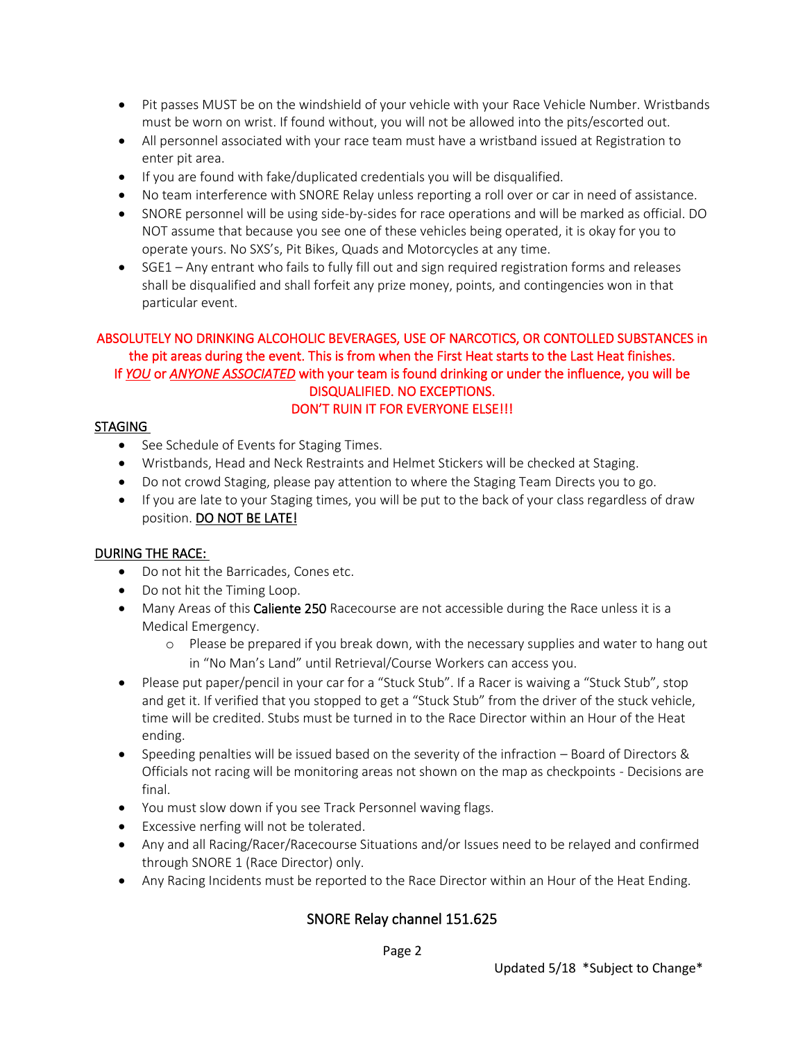- Pit passes MUST be on the windshield of your vehicle with your Race Vehicle Number. Wristbands must be worn on wrist. If found without, you will not be allowed into the pits/escorted out.
- All personnel associated with your race team must have a wristband issued at Registration to enter pit area.
- If you are found with fake/duplicated credentials you will be disqualified.
- No team interference with SNORE Relay unless reporting a roll over or car in need of assistance.
- SNORE personnel will be using side-by-sides for race operations and will be marked as official. DO NOT assume that because you see one of these vehicles being operated, it is okay for you to operate yours. No SXS's, Pit Bikes, Quads and Motorcycles at any time.
- SGE1 – Any entrant who fails to fully fill out and sign required registration forms and releases shall be disqualified and shall forfeit any prize money, points, and contingencies won in that particular event.

**ABSOLUTELY NO DRINKING ALCOHOLIC BEVERAGES, USE OF NARCOTICS, OR CONTOLLED SUBSTANCES in the pit areas during the event. This is from when the First Heat starts to the Last Heat finishes.**
**If *YOU* or *ANYONE ASSOCIATED* with your team is found drinking or under the influence, you will be DISQUALIFIED. NO EXCEPTIONS.**
**DON'T RUIN IT FOR EVERYONE ELSE!!!**

## STAGING

- See Schedule of Events for Staging Times.
- Wristbands, Head and Neck Restraints and Helmet Stickers will be checked at Staging.
- Do not crowd Staging, please pay attention to where the Staging Team Directs you to go.
- If you are late to your Staging times, you will be put to the back of your class regardless of draw position. DO NOT BE LATE!

## DURING THE RACE:

- Do not hit the Barricades, Cones etc.
- Do not hit the Timing Loop.
- Many Areas of this Caliente 250 Racecourse are not accessible during the Race unless it is a Medical Emergency.
  - Please be prepared if you break down, with the necessary supplies and water to hang out in "No Man's Land" until Retrieval/Course Workers can access you.
- Please put paper/pencil in your car for a "Stuck Stub". If a Racer is waiving a "Stuck Stub", stop and get it. If verified that you stopped to get a "Stuck Stub" from the driver of the stuck vehicle, time will be credited. Stubs must be turned in to the Race Director within an Hour of the Heat ending.
- Speeding penalties will be issued based on the severity of the infraction – Board of Directors & Officials not racing will be monitoring areas not shown on the map as checkpoints - Decisions are final.
- You must slow down if you see Track Personnel waving flags.
- Excessive nerfing will not be tolerated.
- Any and all Racing/Racer/Racecourse Situations and/or Issues need to be relayed and confirmed through SNORE 1 (Race Director) only.
- Any Racing Incidents must be reported to the Race Director within an Hour of the Heat Ending.

SNORE Relay channel 151.625

Updated 5/18 \*Subject to Change\*